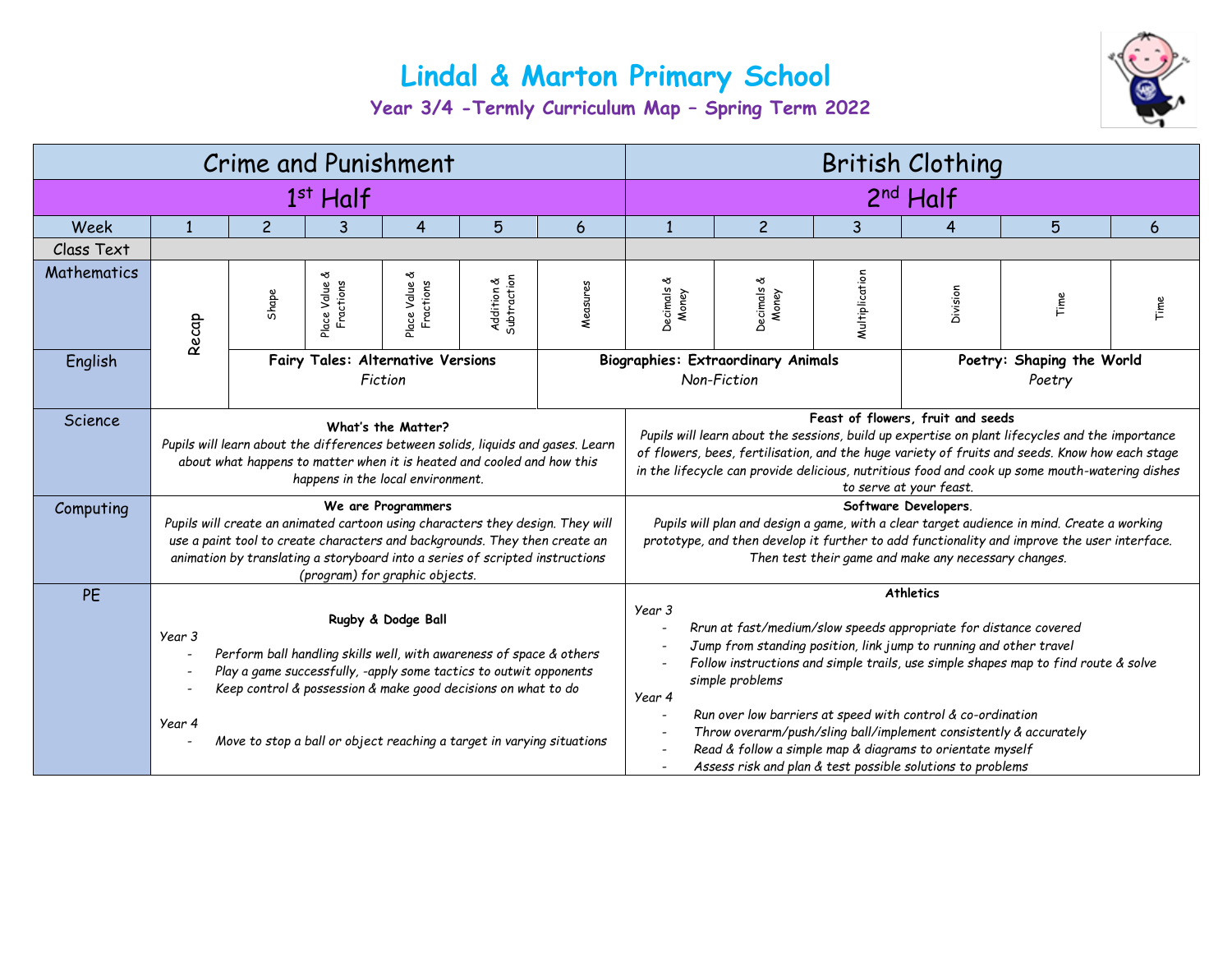# Lindal & Marton Primary School

## Year 3/4 -Termly Curriculum Map – Spring Term 2022

| | Crime and Punishment | | | | | | British Clothing | | | | | |
|---|---|---|---|---|---|---|---|---|---|---|---|---|
| | 1st Half | | | | | | 2nd Half | | | | | |
| Week | 1 | 2 | 3 | 4 | 5 | 6 | 1 | 2 | 3 | 4 | 5 | 6 |
| Class Text | | | | | | | | | | | | |
| Mathematics | Recap | Shape | Place Value & Fractions | Place Value & Fractions | Addition & Subtraction | Measures | Decimals & Money | Decimals & Money | Multiplication | Division | Time | Time |
| English | Recap | **Fairy Tales: Alternative Versions** *Fiction* | | | | **Biographies: Extraordinary Animals** *Non-Fiction* | | | | **Poetry: Shaping the World** *Poetry* | | |
| Science | **What's the Matter?** *Pupils will learn about the differences between solids, liquids and gases. Learn about what happens to matter when it is heated and cooled and how this happens in the local environment.* | | | | | | **Feast of flowers, fruit and seeds** *Pupils will learn about the sessions, build up expertise on plant lifecycles and the importance of flowers, bees, fertilisation, and the huge variety of fruits and seeds. Know how each stage in the lifecycle can provide delicious, nutritious food and cook up some mouth-watering dishes to serve at your feast.* | | | | | |
| Computing | **We are Programmers** *Pupils will create an animated cartoon using characters they design. They will use a paint tool to create characters and backgrounds. They then create an animation by translating a storyboard into a series of scripted instructions (program) for graphic objects.* | | | | | | **Software Developers.** *Pupils will plan and design a game, with a clear target audience in mind. Create a working prototype, and then develop it further to add functionality and improve the user interface. Then test their game and make any necessary changes.* | | | | | |
| PE | **Rugby & Dodge Ball** *Year 3* - *Perform ball handling skills well, with awareness of space & others* - *Play a game successfully, -apply some tactics to outwit opponents* - *Keep control & possession & make good decisions on what to do* *Year 4* - *Move to stop a ball or object reaching a target in varying situations* | | | | | | **Athletics** *Year 3* - *Rrun at fast/medium/slow speeds appropriate for distance covered* - *Jump from standing position, link jump to running and other travel* - *Follow instructions and simple trails, use simple shapes map to find route & solve simple problems* *Year 4* - *Run over low barriers at speed with control & co-ordination* - *Throw overarm/push/sling ball/implement consistently & accurately* - *Read & follow a simple map & diagrams to orientate myself* - *Assess risk and plan & test possible solutions to problems* | | | | | |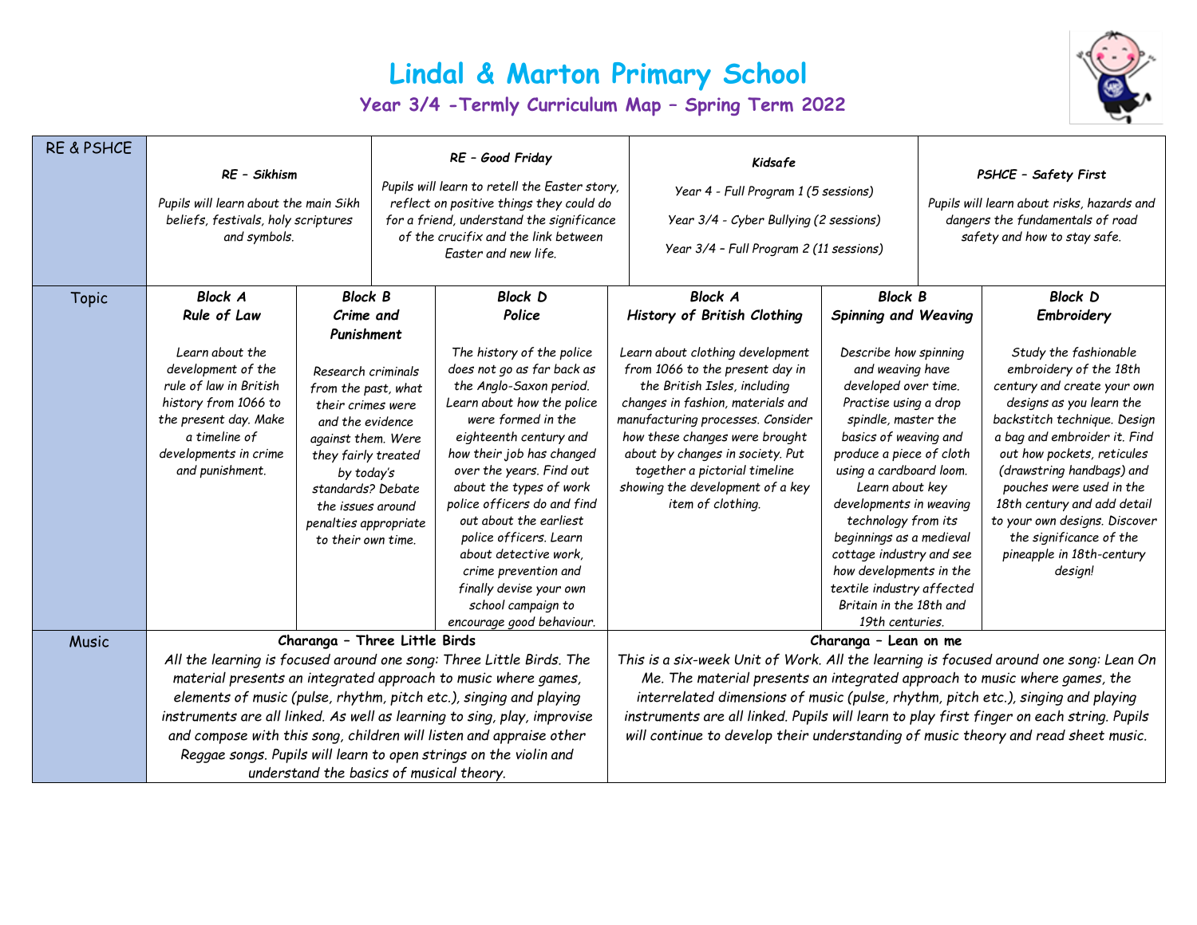# Lindal & Marton Primary School

## Year 3/4 -Termly Curriculum Map – Spring Term 2022

| | | | | | | |
|---|---|---|---|---|---|---|
| RE & PSHCE | ***RE – Sikhism*** *Pupils will learn about the main Sikh beliefs, festivals, holy scriptures and symbols.* | | ***RE – Good Friday*** *Pupils will learn to retell the Easter story, reflect on positive things they could do for a friend, understand the significance of the crucifix and the link between Easter and new life.* | ***Kidsafe*** *Year 4 - Full Program 1 (5 sessions)* *Year 3/4 - Cyber Bullying (2 sessions)* *Year 3/4 – Full Program 2 (11 sessions)* | | ***PSHCE – Safety First*** *Pupils will learn about risks, hazards and dangers the fundamentals of road safety and how to stay safe.* |
| Topic | ***Block A Rule of Law*** *Learn about the development of the rule of law in British history from 1066 to the present day. Make a timeline of developments in crime and punishment.* | ***Block B Crime and Punishment*** *Research criminals from the past, what their crimes were and the evidence against them. Were they fairly treated by today's standards? Debate the issues around penalties appropriate to their own time.* | ***Block D Police*** *The history of the police does not go as far back as the Anglo-Saxon period. Learn about how the police were formed in the eighteenth century and how their job has changed over the years. Find out about the types of work police officers do and find out about the earliest police officers. Learn about detective work, crime prevention and finally devise your own school campaign to encourage good behaviour.* | ***Block A History of British Clothing*** *Learn about clothing development from 1066 to the present day in the British Isles, including changes in fashion, materials and manufacturing processes. Consider how these changes were brought about by changes in society. Put together a pictorial timeline showing the development of a key item of clothing.* | ***Block B Spinning and Weaving*** *Describe how spinning and weaving have developed over time. Practise using a drop spindle, master the basics of weaving and produce a piece of cloth using a cardboard loom. Learn about key developments in weaving technology from its beginnings as a medieval cottage industry and see how developments in the textile industry affected Britain in the 18th and 19th centuries.* | ***Block D Embroidery*** *Study the fashionable embroidery of the 18th century and create your own designs as you learn the backstitch technique. Design a bag and embroider it. Find out how pockets, reticules (drawstring handbags) and pouches were used in the 18th century and add detail to your own designs. Discover the significance of the pineapple in 18th-century design!* |
| Music | **Charanga – Three Little Birds** *All the learning is focused around one song: Three Little Birds. The material presents an integrated approach to music where games, elements of music (pulse, rhythm, pitch etc.), singing and playing instruments are all linked. As well as learning to sing, play, improvise and compose with this song, children will listen and appraise other Reggae songs. Pupils will learn to open strings on the violin and understand the basics of musical theory.* | | | **Charanga – Lean on me** *This is a six-week Unit of Work. All the learning is focused around one song: Lean On Me. The material presents an integrated approach to music where games, the interrelated dimensions of music (pulse, rhythm, pitch etc.), singing and playing instruments are all linked. Pupils will learn to play first finger on each string. Pupils will continue to develop their understanding of music theory and read sheet music.* | | |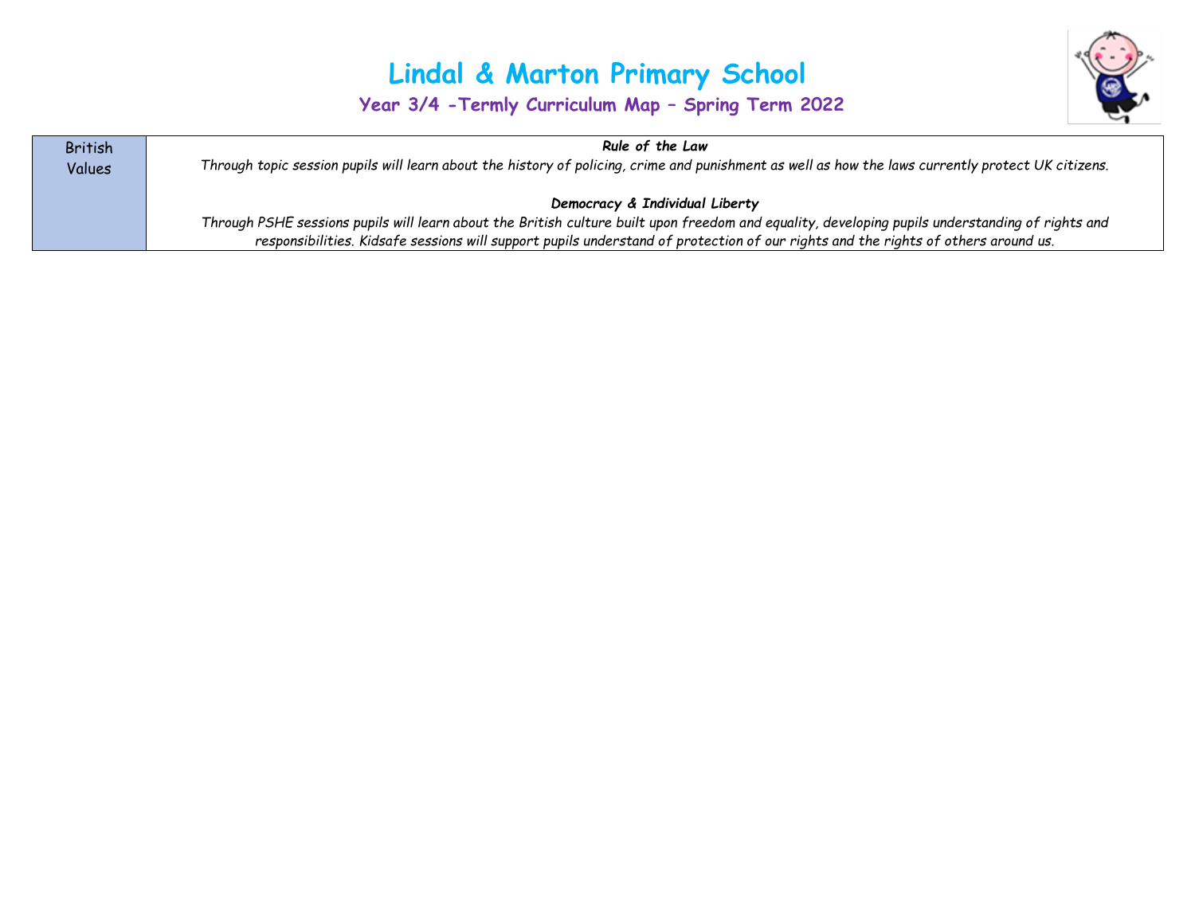# Lindal & Marton Primary School

## Year 3/4 -Termly Curriculum Map – Spring Term 2022

| | |
|---|---|
| British Values | ***Rule of the Law***<br>*Through topic session pupils will learn about the history of policing, crime and punishment as well as how the laws currently protect UK citizens.*<br><br>***Democracy & Individual Liberty***<br>*Through PSHE sessions pupils will learn about the British culture built upon freedom and equality, developing pupils understanding of rights and responsibilities. Kidsafe sessions will support pupils understand of protection of our rights and the rights of others around us.* |